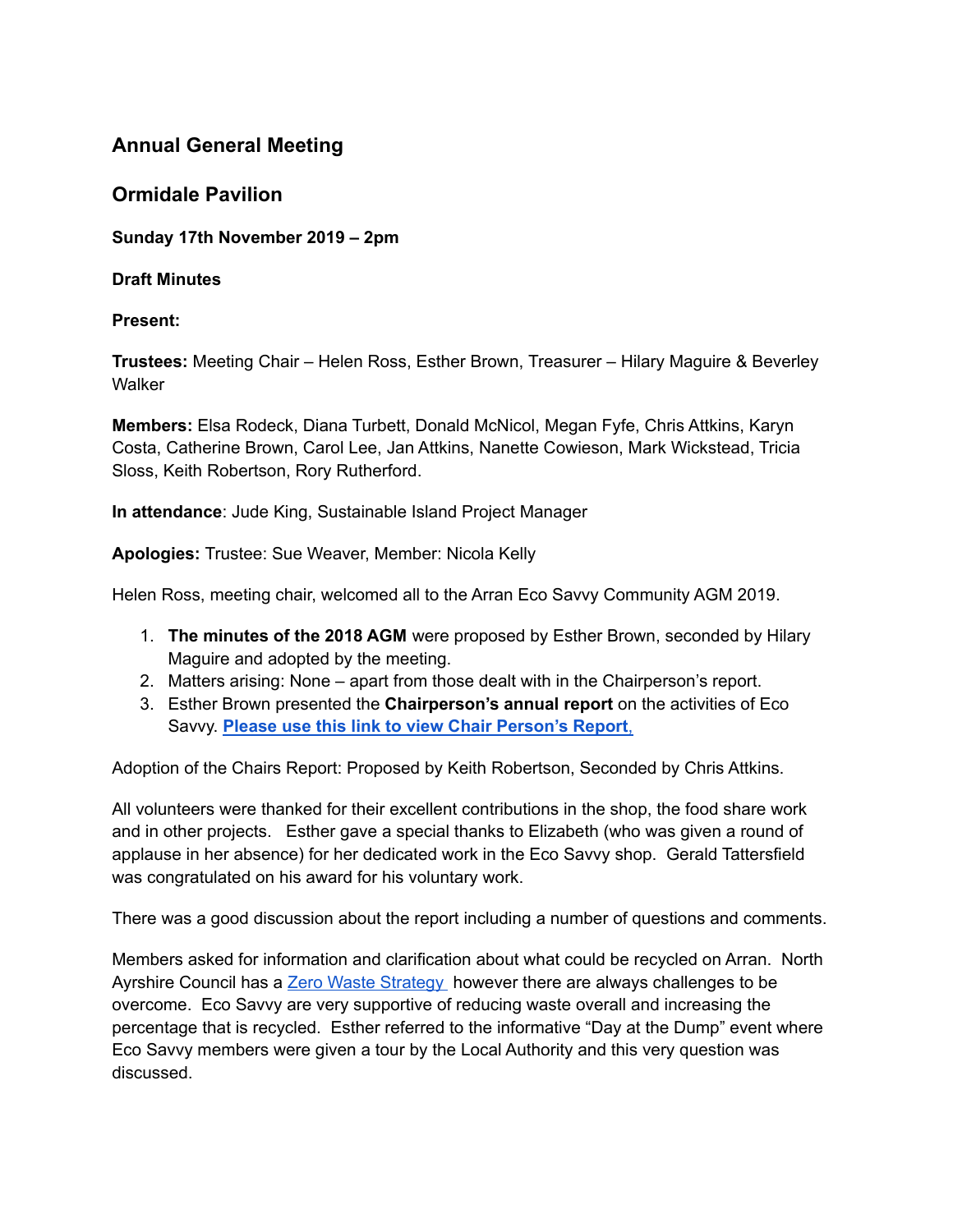## Annual General Meeting

## Ormidale Pavilion

**Sunday 17th November 2019 – 2pm**

**Draft Minutes**

**Present:**

**Trustees:** Meeting Chair – Helen Ross, Esther Brown, Treasurer – Hilary Maguire & Beverley Walker

**Members:** Elsa Rodeck, Diana Turbett, Donald McNicol, Megan Fyfe, Chris Attkins, Karyn Costa, Catherine Brown, Carol Lee, Jan Attkins, Nanette Cowieson, Mark Wickstead, Tricia Sloss, Keith Robertson, Rory Rutherford.

**In attendance**: Jude King, Sustainable Island Project Manager

**Apologies:** Trustee: Sue Weaver, Member: Nicola Kelly

Helen Ross, meeting chair, welcomed all to the Arran Eco Savvy Community AGM 2019.

1. **The minutes of the 2018 AGM** were proposed by Esther Brown, seconded by Hilary Maguire and adopted by the meeting.
2. Matters arising: None – apart from those dealt with in the Chairperson's report.
3. Esther Brown presented the **Chairperson's annual report** on the activities of Eco Savvy. **Please use this link to view Chair Person's Report,**

Adoption of the Chairs Report: Proposed by Keith Robertson, Seconded by Chris Attkins.

All volunteers were thanked for their excellent contributions in the shop, the food share work and in other projects. Esther gave a special thanks to Elizabeth (who was given a round of applause in her absence) for her dedicated work in the Eco Savvy shop. Gerald Tattersfield was congratulated on his award for his voluntary work.

There was a good discussion about the report including a number of questions and comments.

Members asked for information and clarification about what could be recycled on Arran. North Ayrshire Council has a Zero Waste Strategy however there are always challenges to be overcome. Eco Savvy are very supportive of reducing waste overall and increasing the percentage that is recycled. Esther referred to the informative "Day at the Dump" event where Eco Savvy members were given a tour by the Local Authority and this very question was discussed.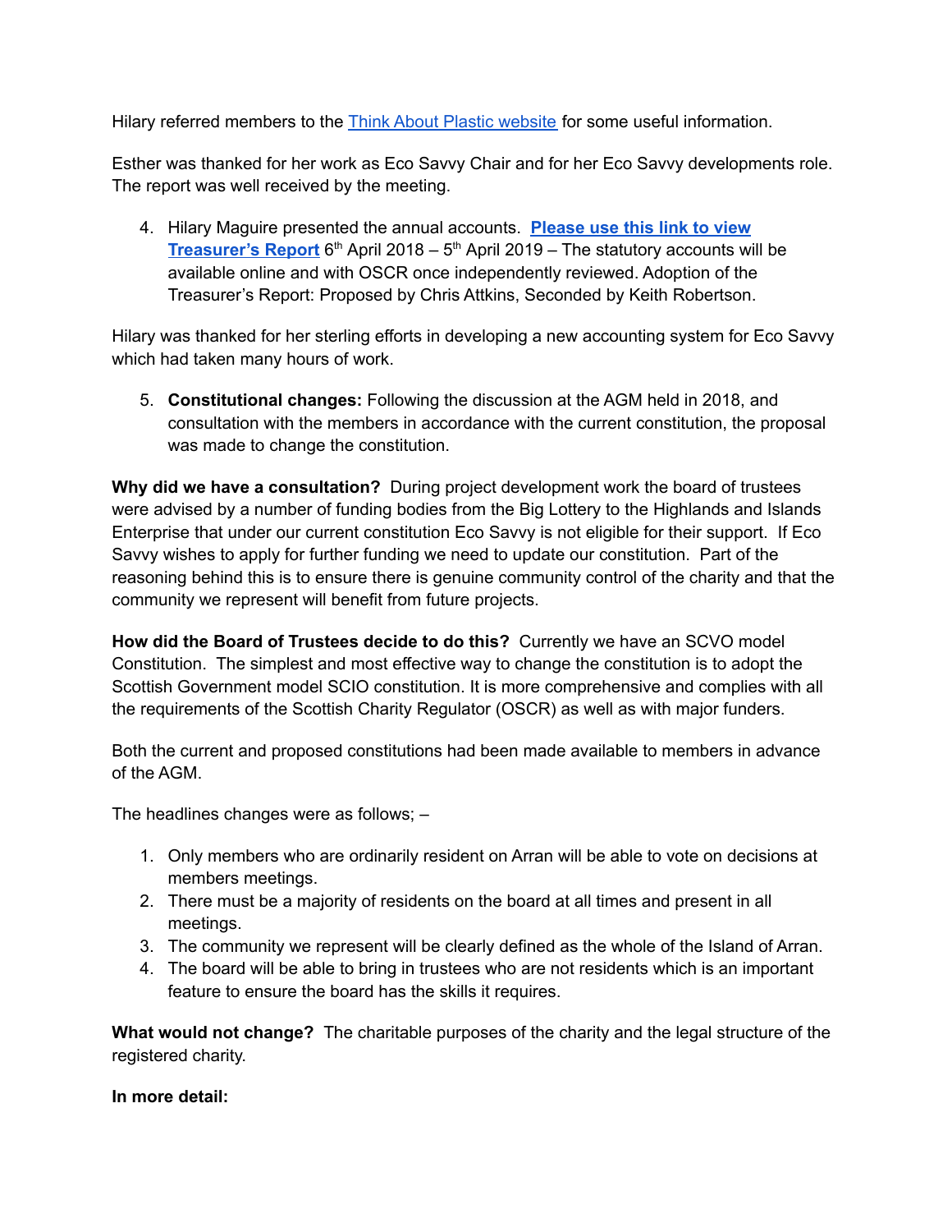Hilary referred members to the Think About Plastic website for some useful information.

Esther was thanked for her work as Eco Savvy Chair and for her Eco Savvy developments role. The report was well received by the meeting.

4. Hilary Maguire presented the annual accounts. **Please use this link to view Treasurer's Report** 6th April 2018 – 5th April 2019 – The statutory accounts will be available online and with OSCR once independently reviewed. Adoption of the Treasurer's Report: Proposed by Chris Attkins, Seconded by Keith Robertson.

Hilary was thanked for her sterling efforts in developing a new accounting system for Eco Savvy which had taken many hours of work.

5. **Constitutional changes:** Following the discussion at the AGM held in 2018, and consultation with the members in accordance with the current constitution, the proposal was made to change the constitution.

**Why did we have a consultation?** During project development work the board of trustees were advised by a number of funding bodies from the Big Lottery to the Highlands and Islands Enterprise that under our current constitution Eco Savvy is not eligible for their support. If Eco Savvy wishes to apply for further funding we need to update our constitution. Part of the reasoning behind this is to ensure there is genuine community control of the charity and that the community we represent will benefit from future projects.

**How did the Board of Trustees decide to do this?** Currently we have an SCVO model Constitution. The simplest and most effective way to change the constitution is to adopt the Scottish Government model SCIO constitution. It is more comprehensive and complies with all the requirements of the Scottish Charity Regulator (OSCR) as well as with major funders.

Both the current and proposed constitutions had been made available to members in advance of the AGM.

The headlines changes were as follows; –

1. Only members who are ordinarily resident on Arran will be able to vote on decisions at members meetings.
2. There must be a majority of residents on the board at all times and present in all meetings.
3. The community we represent will be clearly defined as the whole of the Island of Arran.
4. The board will be able to bring in trustees who are not residents which is an important feature to ensure the board has the skills it requires.

**What would not change?** The charitable purposes of the charity and the legal structure of the registered charity.

**In more detail:**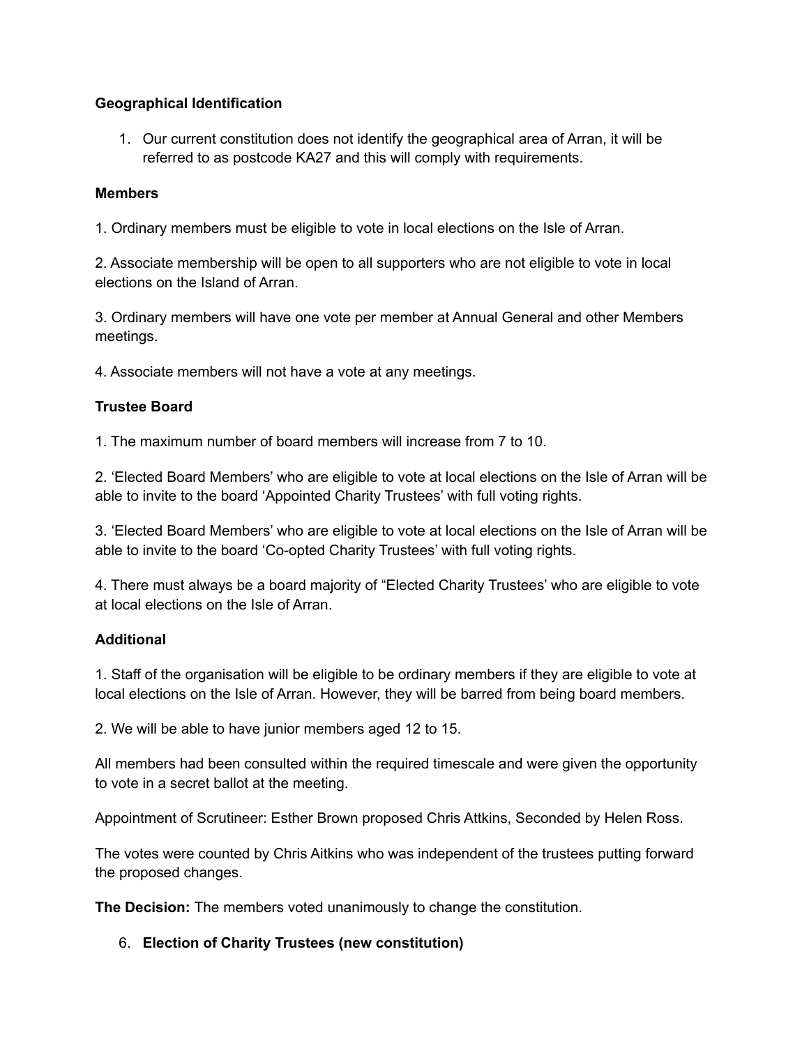**Geographical Identification**

1. Our current constitution does not identify the geographical area of Arran, it will be referred to as postcode KA27 and this will comply with requirements.

**Members**

1. Ordinary members must be eligible to vote in local elections on the Isle of Arran.

2. Associate membership will be open to all supporters who are not eligible to vote in local elections on the Island of Arran.

3. Ordinary members will have one vote per member at Annual General and other Members meetings.

4. Associate members will not have a vote at any meetings.

**Trustee Board**

1. The maximum number of board members will increase from 7 to 10.

2. 'Elected Board Members' who are eligible to vote at local elections on the Isle of Arran will be able to invite to the board 'Appointed Charity Trustees' with full voting rights.

3. 'Elected Board Members' who are eligible to vote at local elections on the Isle of Arran will be able to invite to the board 'Co-opted Charity Trustees' with full voting rights.

4. There must always be a board majority of "Elected Charity Trustees' who are eligible to vote at local elections on the Isle of Arran.

**Additional**

1. Staff of the organisation will be eligible to be ordinary members if they are eligible to vote at local elections on the Isle of Arran. However, they will be barred from being board members.

2. We will be able to have junior members aged 12 to 15.

All members had been consulted within the required timescale and were given the opportunity to vote in a secret ballot at the meeting.

Appointment of Scrutineer: Esther Brown proposed Chris Attkins, Seconded by Helen Ross.

The votes were counted by Chris Aitkins who was independent of the trustees putting forward the proposed changes.

**The Decision:** The members voted unanimously to change the constitution.

6. **Election of Charity Trustees (new constitution)**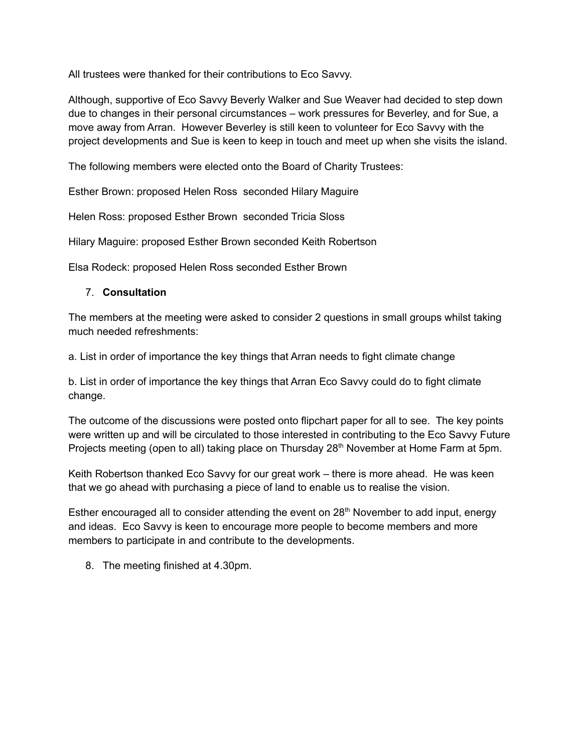All trustees were thanked for their contributions to Eco Savvy.

Although, supportive of Eco Savvy Beverly Walker and Sue Weaver had decided to step down due to changes in their personal circumstances – work pressures for Beverley, and for Sue, a move away from Arran. However Beverley is still keen to volunteer for Eco Savvy with the project developments and Sue is keen to keep in touch and meet up when she visits the island.

The following members were elected onto the Board of Charity Trustees:

Esther Brown: proposed Helen Ross seconded Hilary Maguire

Helen Ross: proposed Esther Brown seconded Tricia Sloss

Hilary Maguire: proposed Esther Brown seconded Keith Robertson

Elsa Rodeck: proposed Helen Ross seconded Esther Brown

7. **Consultation**

The members at the meeting were asked to consider 2 questions in small groups whilst taking much needed refreshments:

a. List in order of importance the key things that Arran needs to fight climate change

b. List in order of importance the key things that Arran Eco Savvy could do to fight climate change.

The outcome of the discussions were posted onto flipchart paper for all to see. The key points were written up and will be circulated to those interested in contributing to the Eco Savvy Future Projects meeting (open to all) taking place on Thursday 28th November at Home Farm at 5pm.

Keith Robertson thanked Eco Savvy for our great work – there is more ahead. He was keen that we go ahead with purchasing a piece of land to enable us to realise the vision.

Esther encouraged all to consider attending the event on 28th November to add input, energy and ideas. Eco Savvy is keen to encourage more people to become members and more members to participate in and contribute to the developments.

8. The meeting finished at 4.30pm.